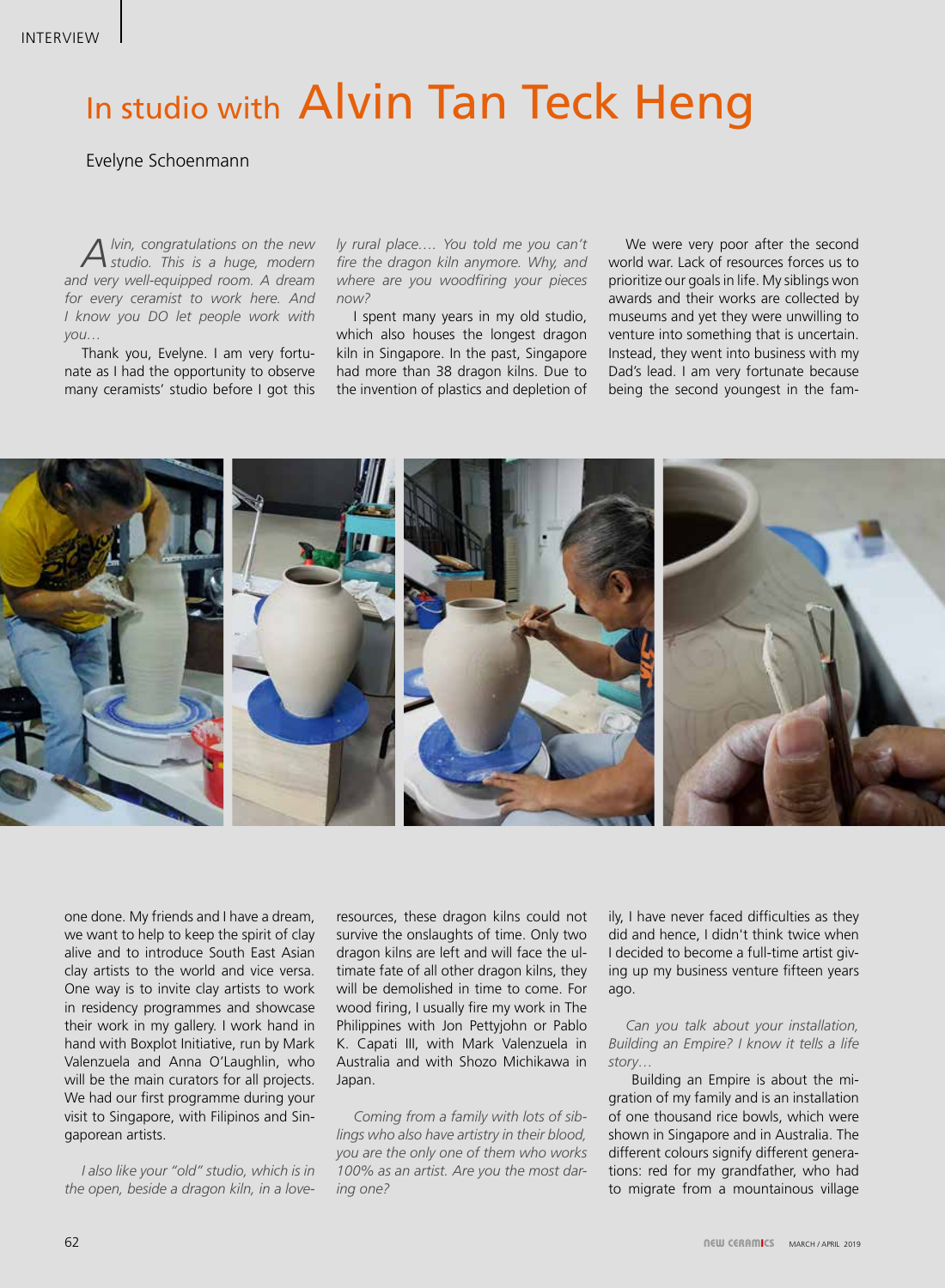# In studio with Alvin Tan Teck Heng

Evelyne Schoenmann

*Alvin, congratulations on the new studio. This is a huge, modern and very well-equipped room. A dream for every ceramist to work here. And I know you DO let people work with you…*

Thank you, Evelyne. I am very fortunate as I had the opportunity to observe many ceramists' studio before I got this one done. My friends and I have a dream, we want to help to keep the spirit of clay alive and to introduce South East Asian clay artists to the world and vice versa. One way is to invite clay artists to work in residency programmes and showcase their work in my gallery. I work hand in hand with Boxplot Initiative, run by Mark Valenzuela and Anna O'Laughlin, who will be the main curators for all projects. We had our first programme during your visit to Singapore, with Filipinos and Singaporean artists.

*I also like your "old" studio, which is in the open, beside a dragon kiln, in a lovely rural place…. You told me you can't fire the dragon kiln anymore. Why, and where are you woodfiring your pieces now?*

I spent many years in my old studio, which also houses the longest dragon kiln in Singapore. In the past, Singapore had more than 38 dragon kilns. Due to the invention of plastics and depletion of resources, these dragon kilns could not survive the onslaughts of time. Only two dragon kilns are left and will face the ultimate fate of all other dragon kilns, they will be demolished in time to come. For wood firing, I usually fire my work in The Philippines with Jon Pettyjohn or Pablo K. Capati III, with Mark Valenzuela in Australia and with Shozo Michikawa in Japan.

*Coming from a family with lots of siblings who also have artistry in their blood, you are the only one of them who works 100% as an artist. Are you the most daring one?*

We were very poor after the second world war. Lack of resources forces us to prioritize our goals in life. My siblings won awards and their works are collected by museums and yet they were unwilling to venture into something that is uncertain. Instead, they went into business with my Dad's lead. I am very fortunate because being the second youngest in the family, I have never faced difficulties as they did and hence, I didn't think twice when I decided to become a full-time artist giving up my business venture fifteen years ago.

*Can you talk about your installation, Building an Empire? I know it tells a life story…*

Building an Empire is about the migration of my family and is an installation of one thousand rice bowls, which were shown in Singapore and in Australia. The different colours signify different generations: red for my grandfather, who had to migrate from a mountainous village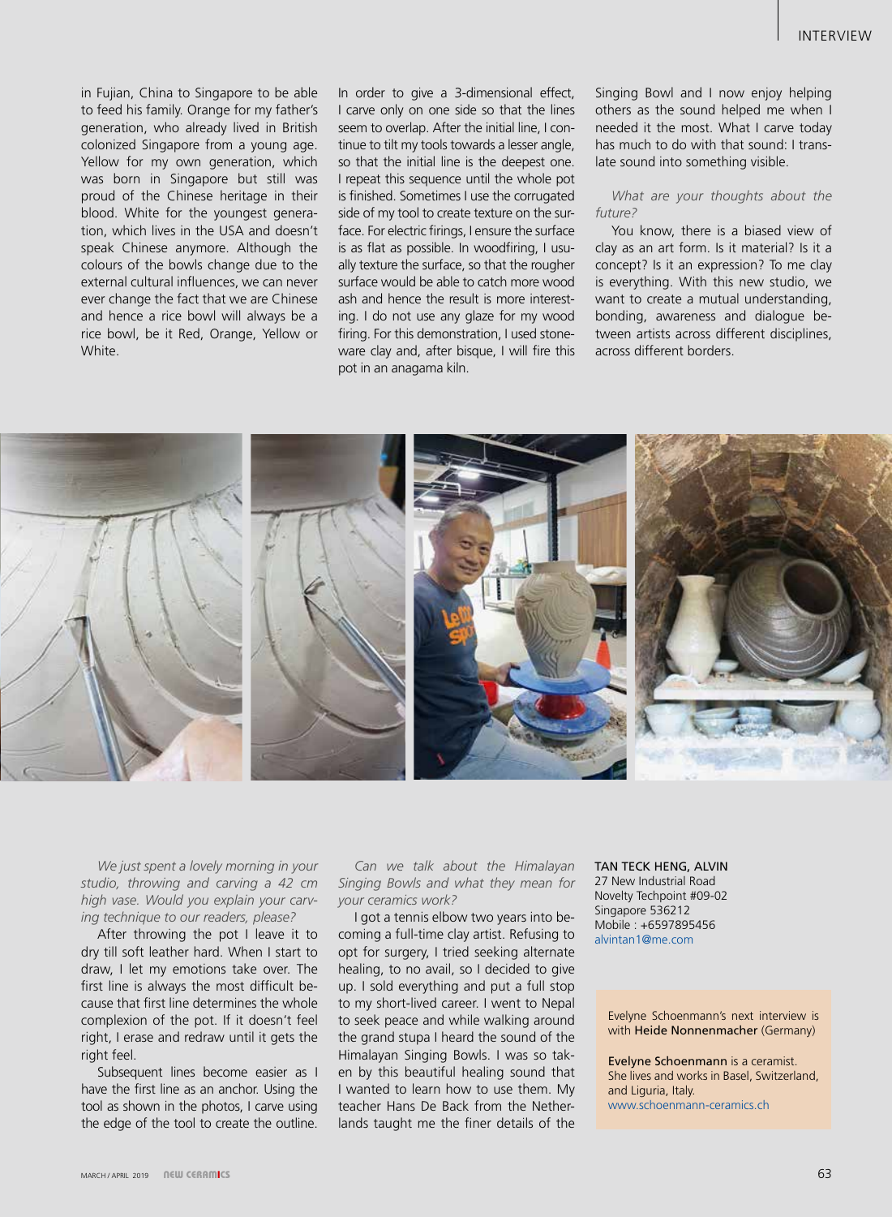in Fujian, China to Singapore to be able to feed his family. Orange for my father's generation, who already lived in British colonized Singapore from a young age. Yellow for my own generation, which was born in Singapore but still was proud of the Chinese heritage in their blood. White for the youngest generation, which lives in the USA and doesn't speak Chinese anymore. Although the colours of the bowls change due to the external cultural influences, we can never ever change the fact that we are Chinese and hence a rice bowl will always be a rice bowl, be it Red, Orange, Yellow or White.

In order to give a 3-dimensional effect, I carve only on one side so that the lines seem to overlap. After the initial line, I continue to tilt my tools towards a lesser angle, so that the initial line is the deepest one. I repeat this sequence until the whole pot is finished. Sometimes I use the corrugated side of my tool to create texture on the surface. For electric firings, I ensure the surface is as flat as possible. In woodfiring, I usually texture the surface, so that the rougher surface would be able to catch more wood ash and hence the result is more interesting. I do not use any glaze for my wood firing. For this demonstration, I used stoneware clay and, after bisque, I will fire this pot in an anagama kiln.

Singing Bowl and I now enjoy helping others as the sound helped me when I needed it the most. What I carve today has much to do with that sound: I translate sound into something visible.

*What are your thoughts about the future?*

You know, there is a biased view of clay as an art form. Is it material? Is it a concept? Is it an expression? To me clay is everything. With this new studio, we want to create a mutual understanding, bonding, awareness and dialogue between artists across different disciplines, across different borders.

*We just spent a lovely morning in your studio, throwing and carving a 42 cm high vase. Would you explain your carving technique to our readers, please?*

After throwing the pot I leave it to dry till soft leather hard. When I start to draw, I let my emotions take over. The first line is always the most difficult because that first line determines the whole complexion of the pot. If it doesn't feel right, I erase and redraw until it gets the right feel.

Subsequent lines become easier as I have the first line as an anchor. Using the tool as shown in the photos, I carve using the edge of the tool to create the outline.

*Can we talk about the Himalayan Singing Bowls and what they mean for your ceramics work?*

I got a tennis elbow two years into becoming a full-time clay artist. Refusing to opt for surgery, I tried seeking alternate healing, to no avail, so I decided to give up. I sold everything and put a full stop to my short-lived career. I went to Nepal to seek peace and while walking around the grand stupa I heard the sound of the Himalayan Singing Bowls. I was so taken by this beautiful healing sound that I wanted to learn how to use them. My teacher Hans De Back from the Netherlands taught me the finer details of the

TAN TECK HENG, ALVIN
27 New Industrial Road
Novelty Techpoint #09-02
Singapore 536212
Mobile : +6597895456
alvintan1@me.com

Evelyne Schoenmann's next interview is with **Heide Nonnenmacher** (Germany)

**Evelyne Schoenmann** is a ceramist.
She lives and works in Basel, Switzerland, and Liguria, Italy.
www.schoenmann-ceramics.ch